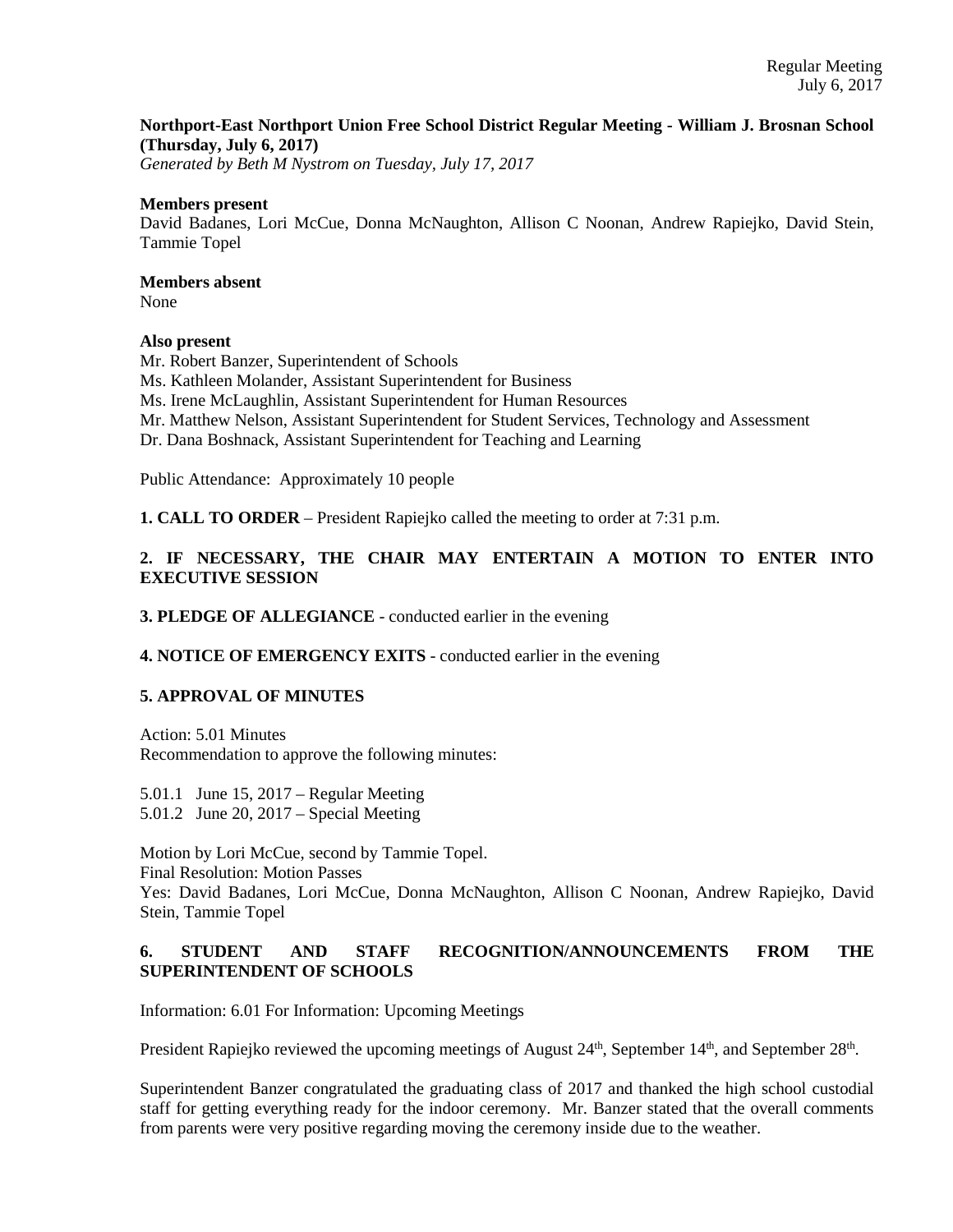**Northport-East Northport Union Free School District Regular Meeting - William J. Brosnan School (Thursday, July 6, 2017)**
*Generated by Beth M Nystrom on Tuesday, July 17, 2017*

**Members present**
David Badanes, Lori McCue, Donna McNaughton, Allison C Noonan, Andrew Rapiejko, David Stein, Tammie Topel

**Members absent**
None

**Also present**
Mr. Robert Banzer, Superintendent of Schools
Ms. Kathleen Molander, Assistant Superintendent for Business
Ms. Irene McLaughlin, Assistant Superintendent for Human Resources
Mr. Matthew Nelson, Assistant Superintendent for Student Services, Technology and Assessment
Dr. Dana Boshnack, Assistant Superintendent for Teaching and Learning

Public Attendance: Approximately 10 people

**1. CALL TO ORDER** – President Rapiejko called the meeting to order at 7:31 p.m.

**2. IF NECESSARY, THE CHAIR MAY ENTERTAIN A MOTION TO ENTER INTO EXECUTIVE SESSION**

**3. PLEDGE OF ALLEGIANCE** - conducted earlier in the evening

**4. NOTICE OF EMERGENCY EXITS** - conducted earlier in the evening

**5. APPROVAL OF MINUTES**

Action: 5.01 Minutes
Recommendation to approve the following minutes:

5.01.1 June 15, 2017 – Regular Meeting
5.01.2 June 20, 2017 – Special Meeting

Motion by Lori McCue, second by Tammie Topel.
Final Resolution: Motion Passes
Yes: David Badanes, Lori McCue, Donna McNaughton, Allison C Noonan, Andrew Rapiejko, David Stein, Tammie Topel

**6. STUDENT AND STAFF RECOGNITION/ANNOUNCEMENTS FROM THE SUPERINTENDENT OF SCHOOLS**

Information: 6.01 For Information: Upcoming Meetings

President Rapiejko reviewed the upcoming meetings of August 24th, September 14th, and September 28th.

Superintendent Banzer congratulated the graduating class of 2017 and thanked the high school custodial staff for getting everything ready for the indoor ceremony. Mr. Banzer stated that the overall comments from parents were very positive regarding moving the ceremony inside due to the weather.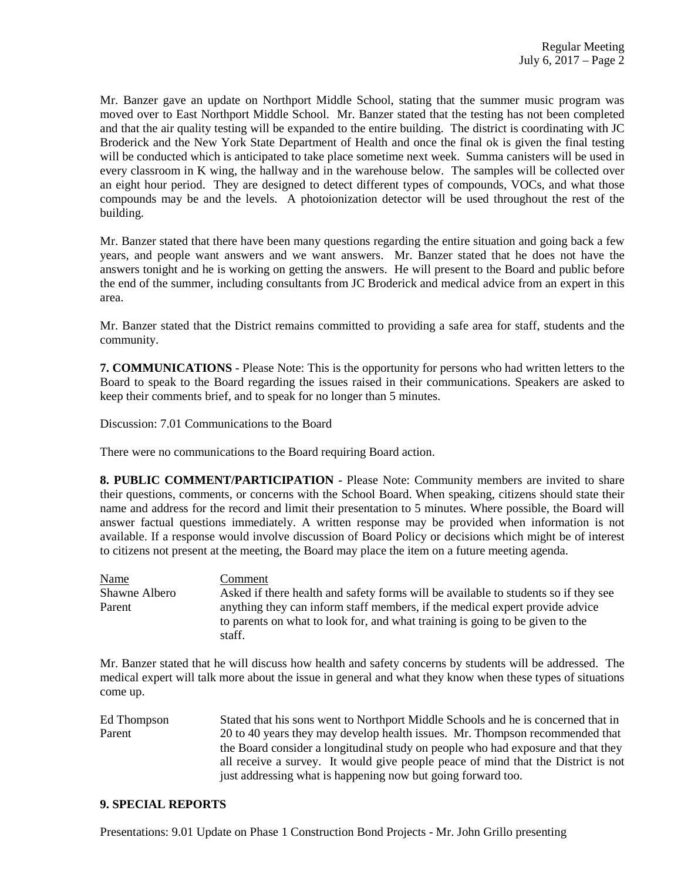Mr. Banzer gave an update on Northport Middle School, stating that the summer music program was moved over to East Northport Middle School. Mr. Banzer stated that the testing has not been completed and that the air quality testing will be expanded to the entire building. The district is coordinating with JC Broderick and the New York State Department of Health and once the final ok is given the final testing will be conducted which is anticipated to take place sometime next week. Summa canisters will be used in every classroom in K wing, the hallway and in the warehouse below. The samples will be collected over an eight hour period. They are designed to detect different types of compounds, VOCs, and what those compounds may be and the levels. A photoionization detector will be used throughout the rest of the building.

Mr. Banzer stated that there have been many questions regarding the entire situation and going back a few years, and people want answers and we want answers. Mr. Banzer stated that he does not have the answers tonight and he is working on getting the answers. He will present to the Board and public before the end of the summer, including consultants from JC Broderick and medical advice from an expert in this area.

Mr. Banzer stated that the District remains committed to providing a safe area for staff, students and the community.

**7. COMMUNICATIONS** - Please Note: This is the opportunity for persons who had written letters to the Board to speak to the Board regarding the issues raised in their communications. Speakers are asked to keep their comments brief, and to speak for no longer than 5 minutes.

Discussion: 7.01 Communications to the Board

There were no communications to the Board requiring Board action.

**8. PUBLIC COMMENT/PARTICIPATION** - Please Note: Community members are invited to share their questions, comments, or concerns with the School Board. When speaking, citizens should state their name and address for the record and limit their presentation to 5 minutes. Where possible, the Board will answer factual questions immediately. A written response may be provided when information is not available. If a response would involve discussion of Board Policy or decisions which might be of interest to citizens not present at the meeting, the Board may place the item on a future meeting agenda.

| Name | Comment |
|---|---|
| Shawne Albero<br>Parent | Asked if there health and safety forms will be available to students so if they see anything they can inform staff members, if the medical expert provide advice to parents on what to look for, and what training is going to be given to the staff. |

Mr. Banzer stated that he will discuss how health and safety concerns by students will be addressed. The medical expert will talk more about the issue in general and what they know when these types of situations come up.

| Name | Comment |
|---|---|
| Ed Thompson<br>Parent | Stated that his sons went to Northport Middle Schools and he is concerned that in 20 to 40 years they may develop health issues. Mr. Thompson recommended that the Board consider a longitudinal study on people who had exposure and that they all receive a survey. It would give people peace of mind that the District is not just addressing what is happening now but going forward too. |

**9. SPECIAL REPORTS**

Presentations: 9.01 Update on Phase 1 Construction Bond Projects - Mr. John Grillo presenting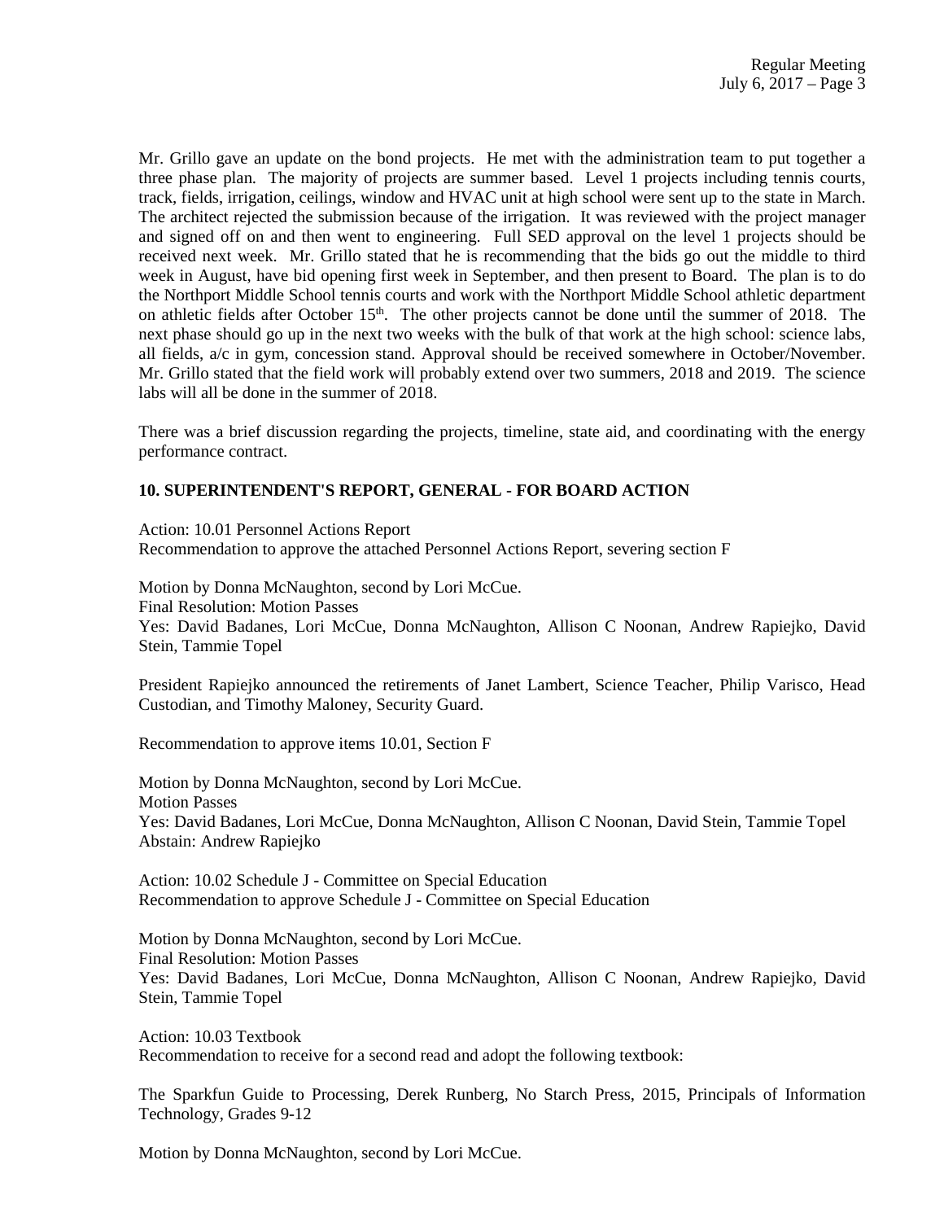Mr. Grillo gave an update on the bond projects. He met with the administration team to put together a three phase plan. The majority of projects are summer based. Level 1 projects including tennis courts, track, fields, irrigation, ceilings, window and HVAC unit at high school were sent up to the state in March. The architect rejected the submission because of the irrigation. It was reviewed with the project manager and signed off on and then went to engineering. Full SED approval on the level 1 projects should be received next week. Mr. Grillo stated that he is recommending that the bids go out the middle to third week in August, have bid opening first week in September, and then present to Board. The plan is to do the Northport Middle School tennis courts and work with the Northport Middle School athletic department on athletic fields after October 15th. The other projects cannot be done until the summer of 2018. The next phase should go up in the next two weeks with the bulk of that work at the high school: science labs, all fields, a/c in gym, concession stand. Approval should be received somewhere in October/November. Mr. Grillo stated that the field work will probably extend over two summers, 2018 and 2019. The science labs will all be done in the summer of 2018.

There was a brief discussion regarding the projects, timeline, state aid, and coordinating with the energy performance contract.

## 10. SUPERINTENDENT'S REPORT, GENERAL - FOR BOARD ACTION

Action: 10.01 Personnel Actions Report
Recommendation to approve the attached Personnel Actions Report, severing section F

Motion by Donna McNaughton, second by Lori McCue.
Final Resolution: Motion Passes
Yes: David Badanes, Lori McCue, Donna McNaughton, Allison C Noonan, Andrew Rapiejko, David Stein, Tammie Topel

President Rapiejko announced the retirements of Janet Lambert, Science Teacher, Philip Varisco, Head Custodian, and Timothy Maloney, Security Guard.

Recommendation to approve items 10.01, Section F

Motion by Donna McNaughton, second by Lori McCue.
Motion Passes
Yes: David Badanes, Lori McCue, Donna McNaughton, Allison C Noonan, David Stein, Tammie Topel
Abstain: Andrew Rapiejko

Action: 10.02 Schedule J - Committee on Special Education
Recommendation to approve Schedule J - Committee on Special Education

Motion by Donna McNaughton, second by Lori McCue.
Final Resolution: Motion Passes
Yes: David Badanes, Lori McCue, Donna McNaughton, Allison C Noonan, Andrew Rapiejko, David Stein, Tammie Topel

Action: 10.03 Textbook
Recommendation to receive for a second read and adopt the following textbook:

The Sparkfun Guide to Processing, Derek Runberg, No Starch Press, 2015, Principals of Information Technology, Grades 9-12

Motion by Donna McNaughton, second by Lori McCue.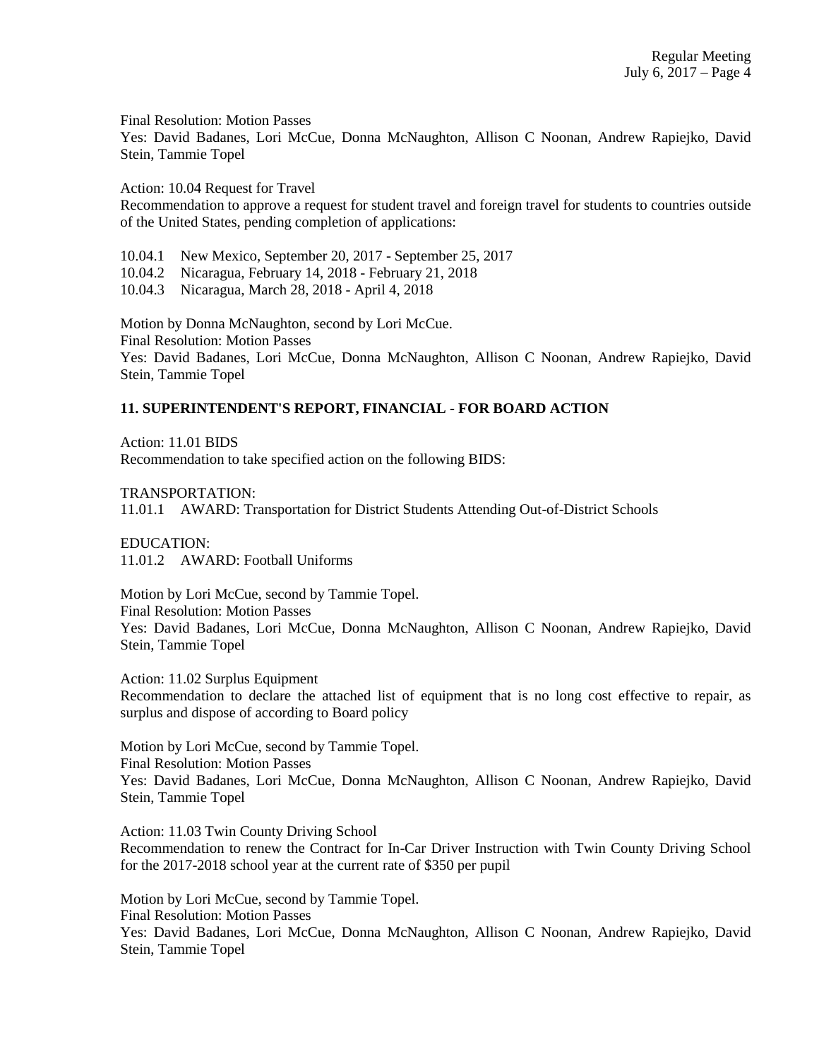Final Resolution: Motion Passes
Yes: David Badanes, Lori McCue, Donna McNaughton, Allison C Noonan, Andrew Rapiejko, David Stein, Tammie Topel

Action: 10.04 Request for Travel
Recommendation to approve a request for student travel and foreign travel for students to countries outside of the United States, pending completion of applications:

10.04.1 New Mexico, September 20, 2017 - September 25, 2017
10.04.2 Nicaragua, February 14, 2018 - February 21, 2018
10.04.3 Nicaragua, March 28, 2018 - April 4, 2018

Motion by Donna McNaughton, second by Lori McCue.
Final Resolution: Motion Passes
Yes: David Badanes, Lori McCue, Donna McNaughton, Allison C Noonan, Andrew Rapiejko, David Stein, Tammie Topel

**11. SUPERINTENDENT'S REPORT, FINANCIAL - FOR BOARD ACTION**

Action: 11.01 BIDS
Recommendation to take specified action on the following BIDS:

TRANSPORTATION:
11.01.1 AWARD: Transportation for District Students Attending Out-of-District Schools

EDUCATION:
11.01.2 AWARD: Football Uniforms

Motion by Lori McCue, second by Tammie Topel.
Final Resolution: Motion Passes
Yes: David Badanes, Lori McCue, Donna McNaughton, Allison C Noonan, Andrew Rapiejko, David Stein, Tammie Topel

Action: 11.02 Surplus Equipment
Recommendation to declare the attached list of equipment that is no long cost effective to repair, as surplus and dispose of according to Board policy

Motion by Lori McCue, second by Tammie Topel.
Final Resolution: Motion Passes
Yes: David Badanes, Lori McCue, Donna McNaughton, Allison C Noonan, Andrew Rapiejko, David Stein, Tammie Topel

Action: 11.03 Twin County Driving School
Recommendation to renew the Contract for In-Car Driver Instruction with Twin County Driving School for the 2017-2018 school year at the current rate of $350 per pupil

Motion by Lori McCue, second by Tammie Topel.
Final Resolution: Motion Passes
Yes: David Badanes, Lori McCue, Donna McNaughton, Allison C Noonan, Andrew Rapiejko, David Stein, Tammie Topel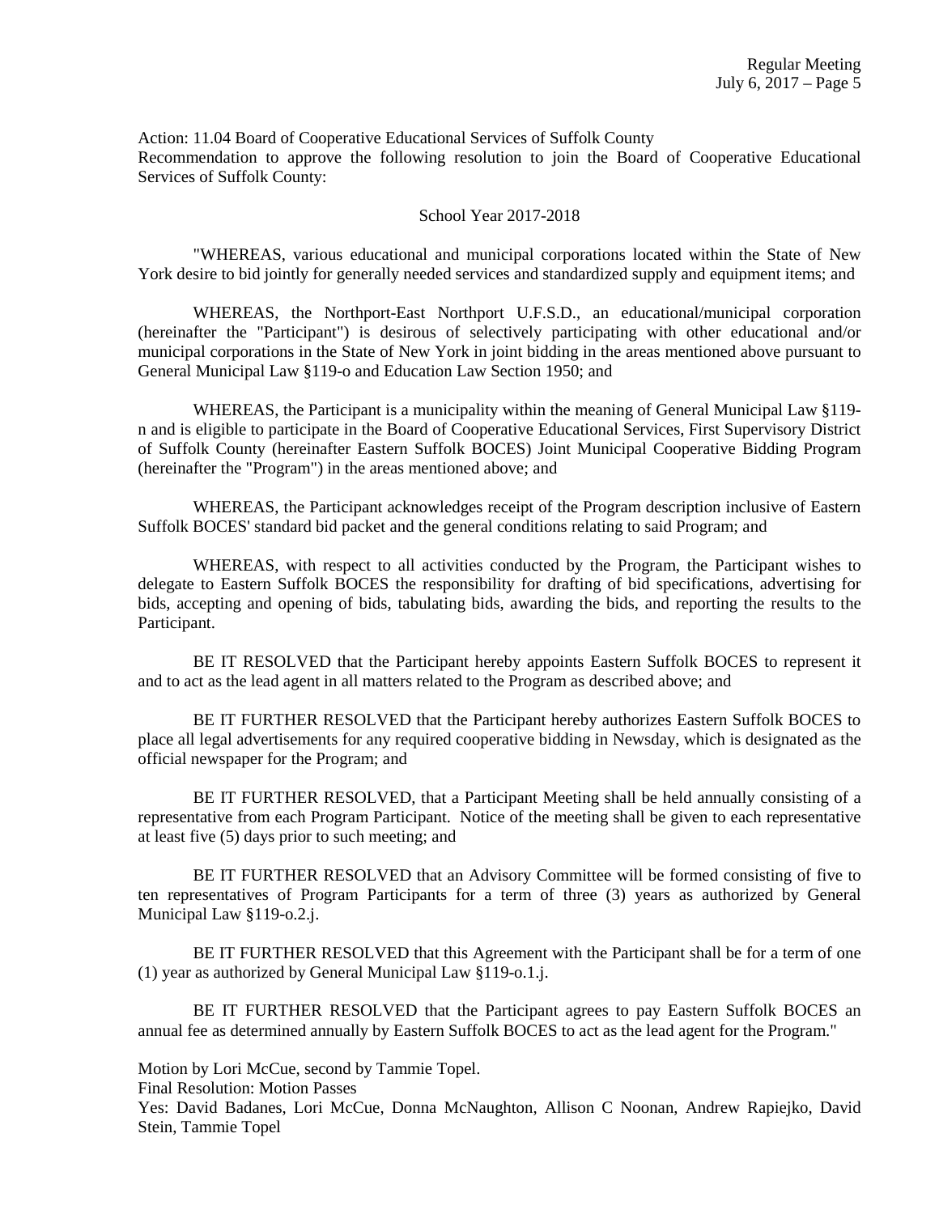Action: 11.04 Board of Cooperative Educational Services of Suffolk County
Recommendation to approve the following resolution to join the Board of Cooperative Educational Services of Suffolk County:

School Year 2017-2018

"WHEREAS, various educational and municipal corporations located within the State of New York desire to bid jointly for generally needed services and standardized supply and equipment items; and

WHEREAS, the Northport-East Northport U.F.S.D., an educational/municipal corporation (hereinafter the "Participant") is desirous of selectively participating with other educational and/or municipal corporations in the State of New York in joint bidding in the areas mentioned above pursuant to General Municipal Law §119-o and Education Law Section 1950; and

WHEREAS, the Participant is a municipality within the meaning of General Municipal Law §119-n and is eligible to participate in the Board of Cooperative Educational Services, First Supervisory District of Suffolk County (hereinafter Eastern Suffolk BOCES) Joint Municipal Cooperative Bidding Program (hereinafter the "Program") in the areas mentioned above; and

WHEREAS, the Participant acknowledges receipt of the Program description inclusive of Eastern Suffolk BOCES' standard bid packet and the general conditions relating to said Program; and

WHEREAS, with respect to all activities conducted by the Program, the Participant wishes to delegate to Eastern Suffolk BOCES the responsibility for drafting of bid specifications, advertising for bids, accepting and opening of bids, tabulating bids, awarding the bids, and reporting the results to the Participant.

BE IT RESOLVED that the Participant hereby appoints Eastern Suffolk BOCES to represent it and to act as the lead agent in all matters related to the Program as described above; and

BE IT FURTHER RESOLVED that the Participant hereby authorizes Eastern Suffolk BOCES to place all legal advertisements for any required cooperative bidding in Newsday, which is designated as the official newspaper for the Program; and

BE IT FURTHER RESOLVED, that a Participant Meeting shall be held annually consisting of a representative from each Program Participant. Notice of the meeting shall be given to each representative at least five (5) days prior to such meeting; and

BE IT FURTHER RESOLVED that an Advisory Committee will be formed consisting of five to ten representatives of Program Participants for a term of three (3) years as authorized by General Municipal Law §119-o.2.j.

BE IT FURTHER RESOLVED that this Agreement with the Participant shall be for a term of one (1) year as authorized by General Municipal Law §119-o.1.j.

BE IT FURTHER RESOLVED that the Participant agrees to pay Eastern Suffolk BOCES an annual fee as determined annually by Eastern Suffolk BOCES to act as the lead agent for the Program."

Motion by Lori McCue, second by Tammie Topel.
Final Resolution: Motion Passes
Yes: David Badanes, Lori McCue, Donna McNaughton, Allison C Noonan, Andrew Rapiejko, David Stein, Tammie Topel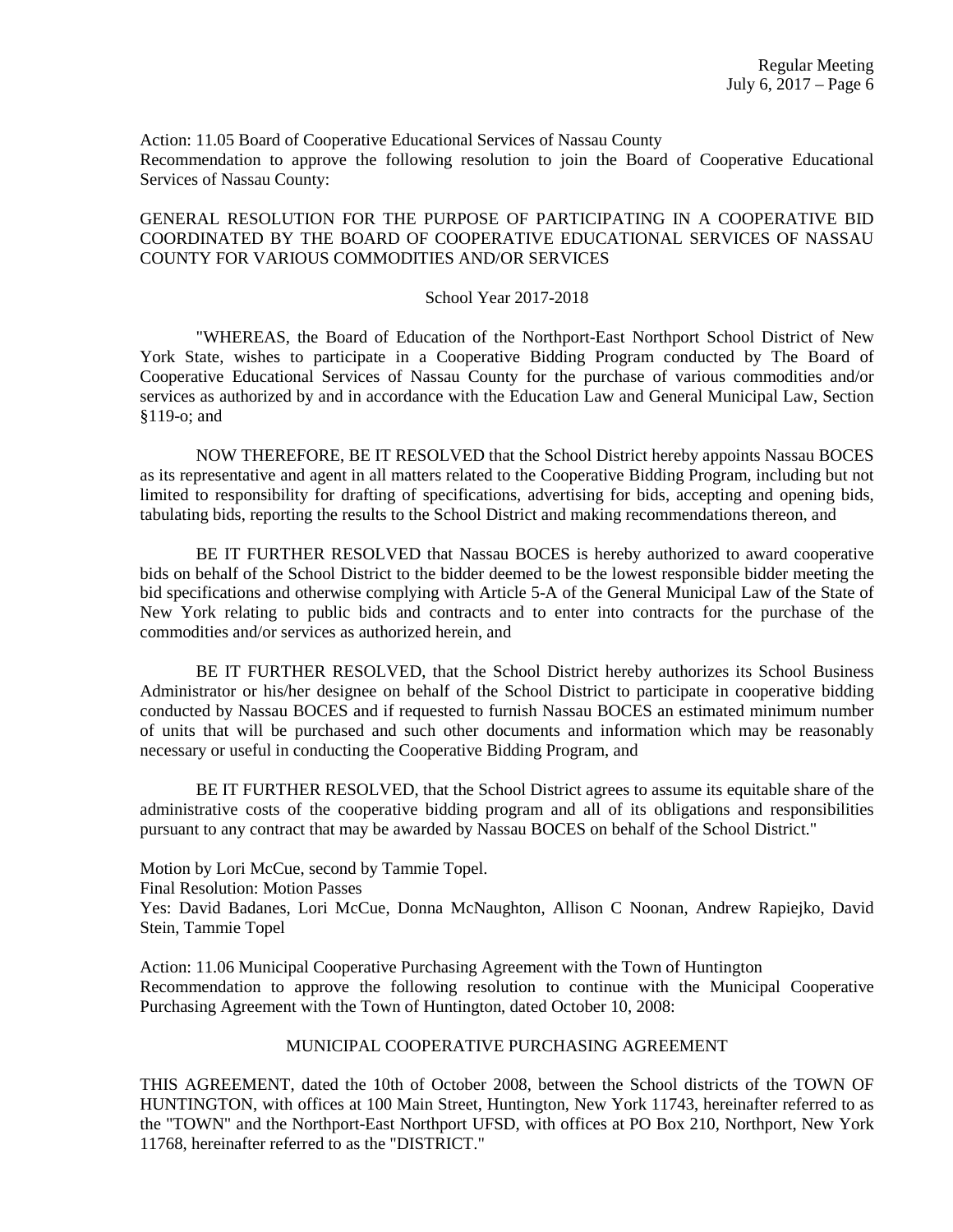Action: 11.05 Board of Cooperative Educational Services of Nassau County
Recommendation to approve the following resolution to join the Board of Cooperative Educational Services of Nassau County:

GENERAL RESOLUTION FOR THE PURPOSE OF PARTICIPATING IN A COOPERATIVE BID COORDINATED BY THE BOARD OF COOPERATIVE EDUCATIONAL SERVICES OF NASSAU COUNTY FOR VARIOUS COMMODITIES AND/OR SERVICES

School Year 2017-2018

"WHEREAS, the Board of Education of the Northport-East Northport School District of New York State, wishes to participate in a Cooperative Bidding Program conducted by The Board of Cooperative Educational Services of Nassau County for the purchase of various commodities and/or services as authorized by and in accordance with the Education Law and General Municipal Law, Section §119-o; and

NOW THEREFORE, BE IT RESOLVED that the School District hereby appoints Nassau BOCES as its representative and agent in all matters related to the Cooperative Bidding Program, including but not limited to responsibility for drafting of specifications, advertising for bids, accepting and opening bids, tabulating bids, reporting the results to the School District and making recommendations thereon, and

BE IT FURTHER RESOLVED that Nassau BOCES is hereby authorized to award cooperative bids on behalf of the School District to the bidder deemed to be the lowest responsible bidder meeting the bid specifications and otherwise complying with Article 5-A of the General Municipal Law of the State of New York relating to public bids and contracts and to enter into contracts for the purchase of the commodities and/or services as authorized herein, and

BE IT FURTHER RESOLVED, that the School District hereby authorizes its School Business Administrator or his/her designee on behalf of the School District to participate in cooperative bidding conducted by Nassau BOCES and if requested to furnish Nassau BOCES an estimated minimum number of units that will be purchased and such other documents and information which may be reasonably necessary or useful in conducting the Cooperative Bidding Program, and

BE IT FURTHER RESOLVED, that the School District agrees to assume its equitable share of the administrative costs of the cooperative bidding program and all of its obligations and responsibilities pursuant to any contract that may be awarded by Nassau BOCES on behalf of the School District."

Motion by Lori McCue, second by Tammie Topel.
Final Resolution: Motion Passes
Yes: David Badanes, Lori McCue, Donna McNaughton, Allison C Noonan, Andrew Rapiejko, David Stein, Tammie Topel

Action: 11.06 Municipal Cooperative Purchasing Agreement with the Town of Huntington
Recommendation to approve the following resolution to continue with the Municipal Cooperative Purchasing Agreement with the Town of Huntington, dated October 10, 2008:

MUNICIPAL COOPERATIVE PURCHASING AGREEMENT

THIS AGREEMENT, dated the 10th of October 2008, between the School districts of the TOWN OF HUNTINGTON, with offices at 100 Main Street, Huntington, New York 11743, hereinafter referred to as the "TOWN" and the Northport-East Northport UFSD, with offices at PO Box 210, Northport, New York 11768, hereinafter referred to as the "DISTRICT."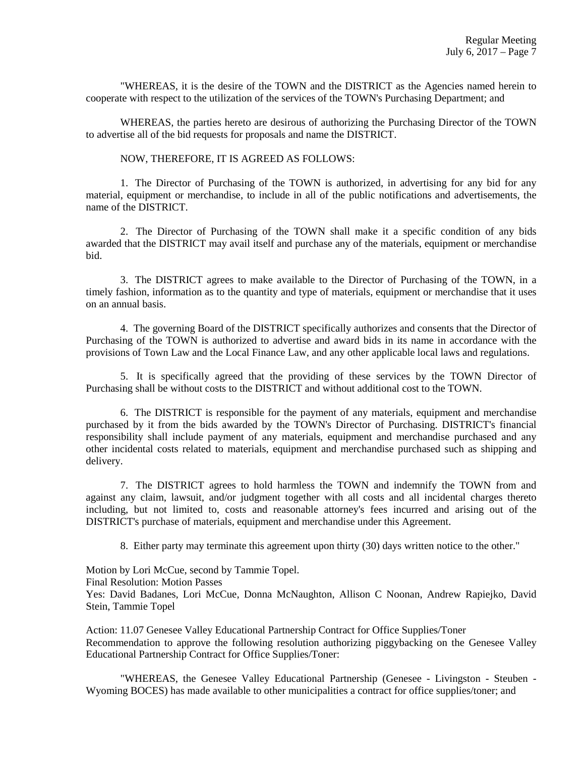"WHEREAS, it is the desire of the TOWN and the DISTRICT as the Agencies named herein to cooperate with respect to the utilization of the services of the TOWN's Purchasing Department; and

WHEREAS, the parties hereto are desirous of authorizing the Purchasing Director of the TOWN to advertise all of the bid requests for proposals and name the DISTRICT.

NOW, THEREFORE, IT IS AGREED AS FOLLOWS:

1. The Director of Purchasing of the TOWN is authorized, in advertising for any bid for any material, equipment or merchandise, to include in all of the public notifications and advertisements, the name of the DISTRICT.

2. The Director of Purchasing of the TOWN shall make it a specific condition of any bids awarded that the DISTRICT may avail itself and purchase any of the materials, equipment or merchandise bid.

3. The DISTRICT agrees to make available to the Director of Purchasing of the TOWN, in a timely fashion, information as to the quantity and type of materials, equipment or merchandise that it uses on an annual basis.

4. The governing Board of the DISTRICT specifically authorizes and consents that the Director of Purchasing of the TOWN is authorized to advertise and award bids in its name in accordance with the provisions of Town Law and the Local Finance Law, and any other applicable local laws and regulations.

5. It is specifically agreed that the providing of these services by the TOWN Director of Purchasing shall be without costs to the DISTRICT and without additional cost to the TOWN.

6. The DISTRICT is responsible for the payment of any materials, equipment and merchandise purchased by it from the bids awarded by the TOWN's Director of Purchasing. DISTRICT's financial responsibility shall include payment of any materials, equipment and merchandise purchased and any other incidental costs related to materials, equipment and merchandise purchased such as shipping and delivery.

7. The DISTRICT agrees to hold harmless the TOWN and indemnify the TOWN from and against any claim, lawsuit, and/or judgment together with all costs and all incidental charges thereto including, but not limited to, costs and reasonable attorney's fees incurred and arising out of the DISTRICT's purchase of materials, equipment and merchandise under this Agreement.

8. Either party may terminate this agreement upon thirty (30) days written notice to the other."

Motion by Lori McCue, second by Tammie Topel.
Final Resolution: Motion Passes
Yes: David Badanes, Lori McCue, Donna McNaughton, Allison C Noonan, Andrew Rapiejko, David Stein, Tammie Topel

Action: 11.07 Genesee Valley Educational Partnership Contract for Office Supplies/Toner
Recommendation to approve the following resolution authorizing piggybacking on the Genesee Valley Educational Partnership Contract for Office Supplies/Toner:

"WHEREAS, the Genesee Valley Educational Partnership (Genesee - Livingston - Steuben - Wyoming BOCES) has made available to other municipalities a contract for office supplies/toner; and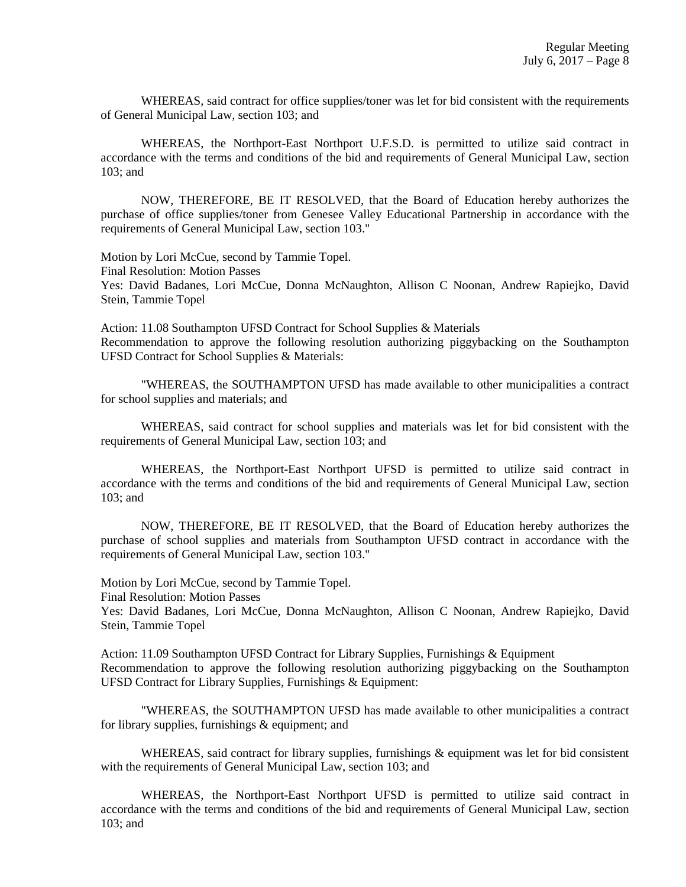WHEREAS, said contract for office supplies/toner was let for bid consistent with the requirements of General Municipal Law, section 103; and

WHEREAS, the Northport-East Northport U.F.S.D. is permitted to utilize said contract in accordance with the terms and conditions of the bid and requirements of General Municipal Law, section 103; and

NOW, THEREFORE, BE IT RESOLVED, that the Board of Education hereby authorizes the purchase of office supplies/toner from Genesee Valley Educational Partnership in accordance with the requirements of General Municipal Law, section 103."

Motion by Lori McCue, second by Tammie Topel.
Final Resolution: Motion Passes
Yes: David Badanes, Lori McCue, Donna McNaughton, Allison C Noonan, Andrew Rapiejko, David Stein, Tammie Topel

Action: 11.08 Southampton UFSD Contract for School Supplies & Materials
Recommendation to approve the following resolution authorizing piggybacking on the Southampton UFSD Contract for School Supplies & Materials:

"WHEREAS, the SOUTHAMPTON UFSD has made available to other municipalities a contract for school supplies and materials; and

WHEREAS, said contract for school supplies and materials was let for bid consistent with the requirements of General Municipal Law, section 103; and

WHEREAS, the Northport-East Northport UFSD is permitted to utilize said contract in accordance with the terms and conditions of the bid and requirements of General Municipal Law, section 103; and

NOW, THEREFORE, BE IT RESOLVED, that the Board of Education hereby authorizes the purchase of school supplies and materials from Southampton UFSD contract in accordance with the requirements of General Municipal Law, section 103."

Motion by Lori McCue, second by Tammie Topel.
Final Resolution: Motion Passes
Yes: David Badanes, Lori McCue, Donna McNaughton, Allison C Noonan, Andrew Rapiejko, David Stein, Tammie Topel

Action: 11.09 Southampton UFSD Contract for Library Supplies, Furnishings & Equipment
Recommendation to approve the following resolution authorizing piggybacking on the Southampton UFSD Contract for Library Supplies, Furnishings & Equipment:

"WHEREAS, the SOUTHAMPTON UFSD has made available to other municipalities a contract for library supplies, furnishings & equipment; and

WHEREAS, said contract for library supplies, furnishings & equipment was let for bid consistent with the requirements of General Municipal Law, section 103; and

WHEREAS, the Northport-East Northport UFSD is permitted to utilize said contract in accordance with the terms and conditions of the bid and requirements of General Municipal Law, section 103; and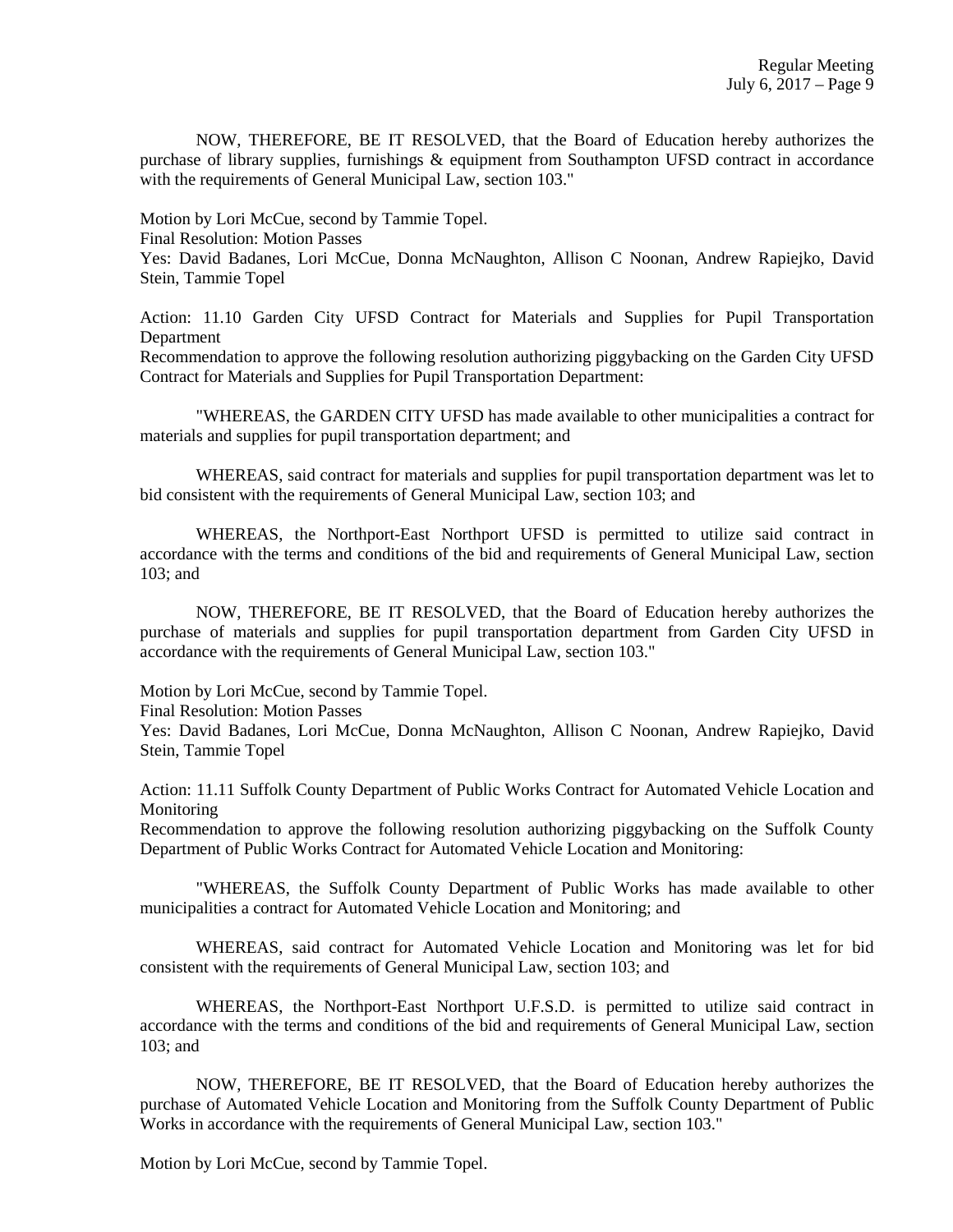NOW, THEREFORE, BE IT RESOLVED, that the Board of Education hereby authorizes the purchase of library supplies, furnishings & equipment from Southampton UFSD contract in accordance with the requirements of General Municipal Law, section 103."

Motion by Lori McCue, second by Tammie Topel.
Final Resolution: Motion Passes
Yes: David Badanes, Lori McCue, Donna McNaughton, Allison C Noonan, Andrew Rapiejko, David Stein, Tammie Topel

Action: 11.10 Garden City UFSD Contract for Materials and Supplies for Pupil Transportation Department
Recommendation to approve the following resolution authorizing piggybacking on the Garden City UFSD Contract for Materials and Supplies for Pupil Transportation Department:

"WHEREAS, the GARDEN CITY UFSD has made available to other municipalities a contract for materials and supplies for pupil transportation department; and

WHEREAS, said contract for materials and supplies for pupil transportation department was let to bid consistent with the requirements of General Municipal Law, section 103; and

WHEREAS, the Northport-East Northport UFSD is permitted to utilize said contract in accordance with the terms and conditions of the bid and requirements of General Municipal Law, section 103; and

NOW, THEREFORE, BE IT RESOLVED, that the Board of Education hereby authorizes the purchase of materials and supplies for pupil transportation department from Garden City UFSD in accordance with the requirements of General Municipal Law, section 103."

Motion by Lori McCue, second by Tammie Topel.
Final Resolution: Motion Passes
Yes: David Badanes, Lori McCue, Donna McNaughton, Allison C Noonan, Andrew Rapiejko, David Stein, Tammie Topel

Action: 11.11 Suffolk County Department of Public Works Contract for Automated Vehicle Location and Monitoring
Recommendation to approve the following resolution authorizing piggybacking on the Suffolk County Department of Public Works Contract for Automated Vehicle Location and Monitoring:

"WHEREAS, the Suffolk County Department of Public Works has made available to other municipalities a contract for Automated Vehicle Location and Monitoring; and

WHEREAS, said contract for Automated Vehicle Location and Monitoring was let for bid consistent with the requirements of General Municipal Law, section 103; and

WHEREAS, the Northport-East Northport U.F.S.D. is permitted to utilize said contract in accordance with the terms and conditions of the bid and requirements of General Municipal Law, section 103; and

NOW, THEREFORE, BE IT RESOLVED, that the Board of Education hereby authorizes the purchase of Automated Vehicle Location and Monitoring from the Suffolk County Department of Public Works in accordance with the requirements of General Municipal Law, section 103."

Motion by Lori McCue, second by Tammie Topel.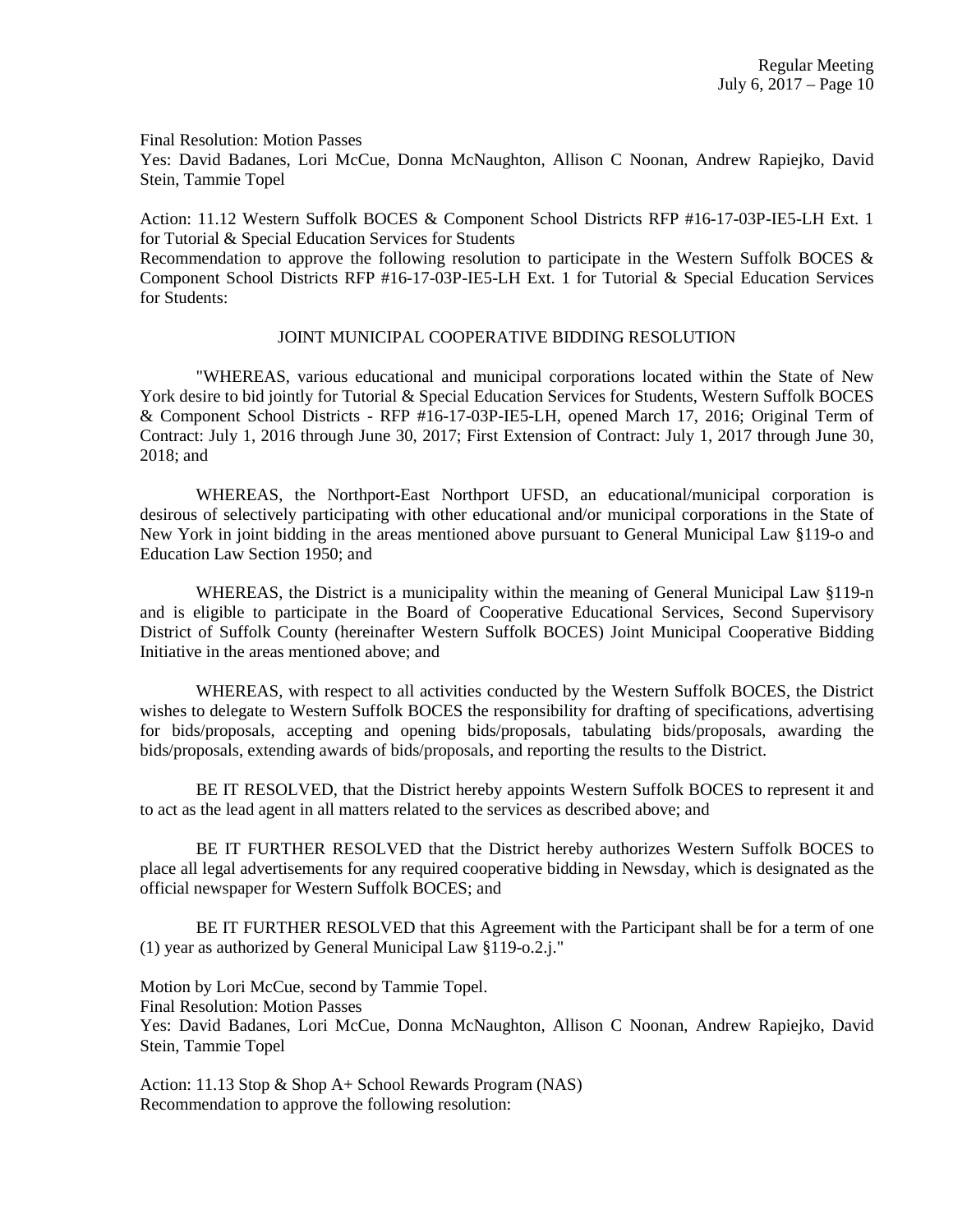Final Resolution: Motion Passes
Yes: David Badanes, Lori McCue, Donna McNaughton, Allison C Noonan, Andrew Rapiejko, David Stein, Tammie Topel

Action: 11.12 Western Suffolk BOCES & Component School Districts RFP #16-17-03P-IE5-LH Ext. 1 for Tutorial & Special Education Services for Students
Recommendation to approve the following resolution to participate in the Western Suffolk BOCES & Component School Districts RFP #16-17-03P-IE5-LH Ext. 1 for Tutorial & Special Education Services for Students:

JOINT MUNICIPAL COOPERATIVE BIDDING RESOLUTION

"WHEREAS, various educational and municipal corporations located within the State of New York desire to bid jointly for Tutorial & Special Education Services for Students, Western Suffolk BOCES & Component School Districts - RFP #16-17-03P-IE5-LH, opened March 17, 2016; Original Term of Contract: July 1, 2016 through June 30, 2017; First Extension of Contract: July 1, 2017 through June 30, 2018; and

WHEREAS, the Northport-East Northport UFSD, an educational/municipal corporation is desirous of selectively participating with other educational and/or municipal corporations in the State of New York in joint bidding in the areas mentioned above pursuant to General Municipal Law §119-o and Education Law Section 1950; and

WHEREAS, the District is a municipality within the meaning of General Municipal Law §119-n and is eligible to participate in the Board of Cooperative Educational Services, Second Supervisory District of Suffolk County (hereinafter Western Suffolk BOCES) Joint Municipal Cooperative Bidding Initiative in the areas mentioned above; and

WHEREAS, with respect to all activities conducted by the Western Suffolk BOCES, the District wishes to delegate to Western Suffolk BOCES the responsibility for drafting of specifications, advertising for bids/proposals, accepting and opening bids/proposals, tabulating bids/proposals, awarding the bids/proposals, extending awards of bids/proposals, and reporting the results to the District.

BE IT RESOLVED, that the District hereby appoints Western Suffolk BOCES to represent it and to act as the lead agent in all matters related to the services as described above; and

BE IT FURTHER RESOLVED that the District hereby authorizes Western Suffolk BOCES to place all legal advertisements for any required cooperative bidding in Newsday, which is designated as the official newspaper for Western Suffolk BOCES; and

BE IT FURTHER RESOLVED that this Agreement with the Participant shall be for a term of one (1) year as authorized by General Municipal Law §119-o.2.j."

Motion by Lori McCue, second by Tammie Topel.
Final Resolution: Motion Passes
Yes: David Badanes, Lori McCue, Donna McNaughton, Allison C Noonan, Andrew Rapiejko, David Stein, Tammie Topel

Action: 11.13 Stop & Shop A+ School Rewards Program (NAS)
Recommendation to approve the following resolution: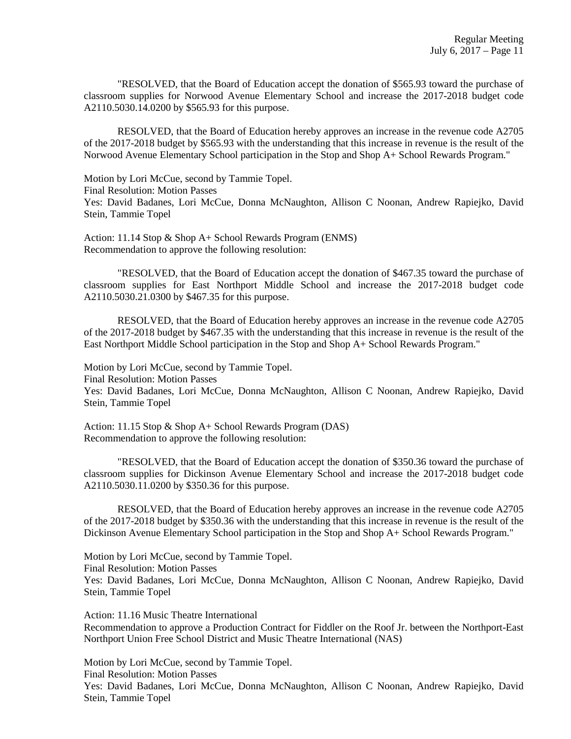"RESOLVED, that the Board of Education accept the donation of $565.93 toward the purchase of classroom supplies for Norwood Avenue Elementary School and increase the 2017-2018 budget code A2110.5030.14.0200 by $565.93 for this purpose.

RESOLVED, that the Board of Education hereby approves an increase in the revenue code A2705 of the 2017-2018 budget by $565.93 with the understanding that this increase in revenue is the result of the Norwood Avenue Elementary School participation in the Stop and Shop A+ School Rewards Program."

Motion by Lori McCue, second by Tammie Topel.
Final Resolution: Motion Passes
Yes: David Badanes, Lori McCue, Donna McNaughton, Allison C Noonan, Andrew Rapiejko, David Stein, Tammie Topel

Action: 11.14 Stop & Shop A+ School Rewards Program (ENMS)
Recommendation to approve the following resolution:

"RESOLVED, that the Board of Education accept the donation of $467.35 toward the purchase of classroom supplies for East Northport Middle School and increase the 2017-2018 budget code A2110.5030.21.0300 by $467.35 for this purpose.

RESOLVED, that the Board of Education hereby approves an increase in the revenue code A2705 of the 2017-2018 budget by $467.35 with the understanding that this increase in revenue is the result of the East Northport Middle School participation in the Stop and Shop A+ School Rewards Program."

Motion by Lori McCue, second by Tammie Topel.
Final Resolution: Motion Passes
Yes: David Badanes, Lori McCue, Donna McNaughton, Allison C Noonan, Andrew Rapiejko, David Stein, Tammie Topel

Action: 11.15 Stop & Shop A+ School Rewards Program (DAS)
Recommendation to approve the following resolution:

"RESOLVED, that the Board of Education accept the donation of $350.36 toward the purchase of classroom supplies for Dickinson Avenue Elementary School and increase the 2017-2018 budget code A2110.5030.11.0200 by $350.36 for this purpose.

RESOLVED, that the Board of Education hereby approves an increase in the revenue code A2705 of the 2017-2018 budget by $350.36 with the understanding that this increase in revenue is the result of the Dickinson Avenue Elementary School participation in the Stop and Shop A+ School Rewards Program."

Motion by Lori McCue, second by Tammie Topel.
Final Resolution: Motion Passes
Yes: David Badanes, Lori McCue, Donna McNaughton, Allison C Noonan, Andrew Rapiejko, David Stein, Tammie Topel

Action: 11.16 Music Theatre International
Recommendation to approve a Production Contract for Fiddler on the Roof Jr. between the Northport-East Northport Union Free School District and Music Theatre International (NAS)

Motion by Lori McCue, second by Tammie Topel.
Final Resolution: Motion Passes
Yes: David Badanes, Lori McCue, Donna McNaughton, Allison C Noonan, Andrew Rapiejko, David Stein, Tammie Topel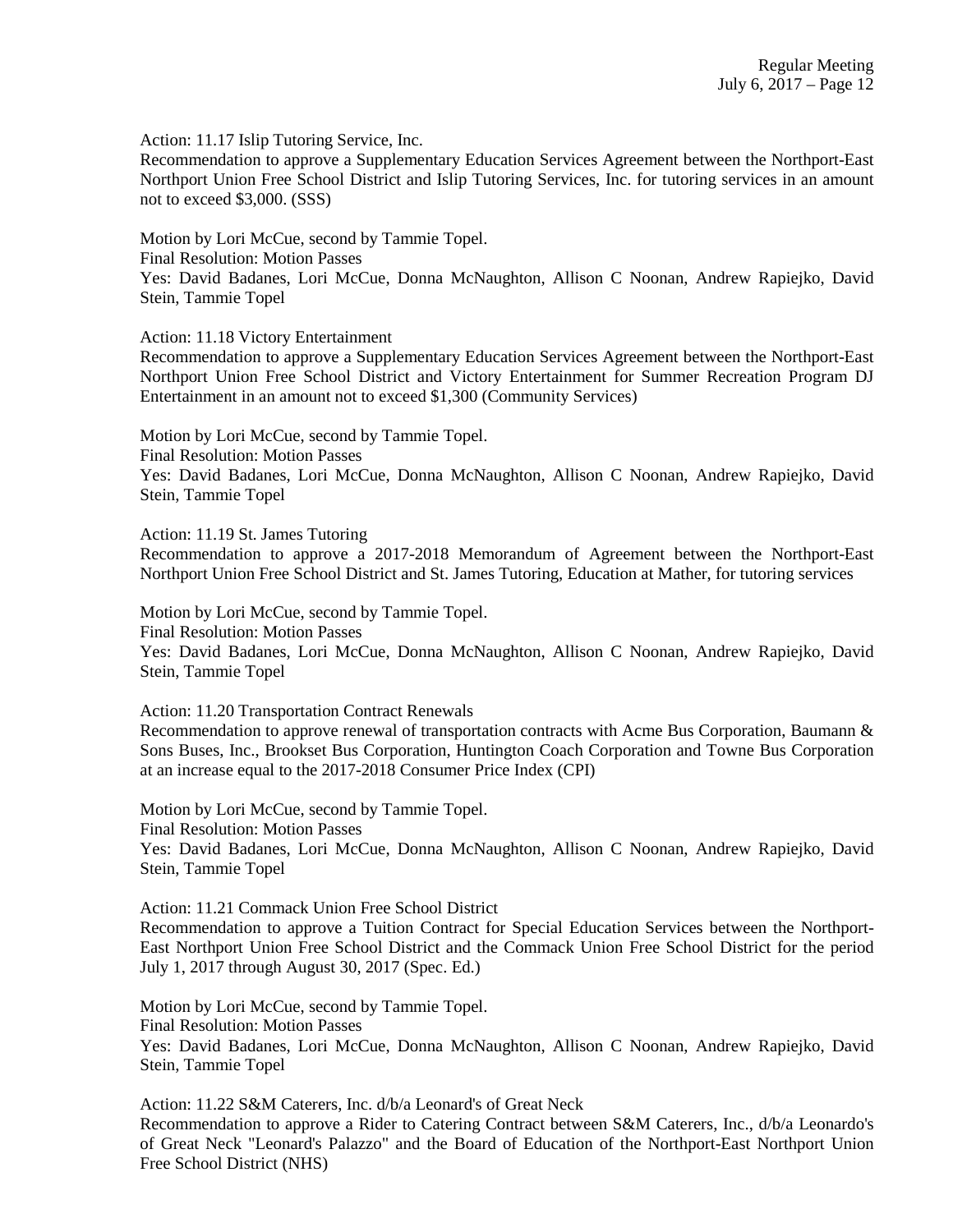Action: 11.17 Islip Tutoring Service, Inc.
Recommendation to approve a Supplementary Education Services Agreement between the Northport-East Northport Union Free School District and Islip Tutoring Services, Inc. for tutoring services in an amount not to exceed $3,000. (SSS)

Motion by Lori McCue, second by Tammie Topel.
Final Resolution: Motion Passes
Yes: David Badanes, Lori McCue, Donna McNaughton, Allison C Noonan, Andrew Rapiejko, David Stein, Tammie Topel

Action: 11.18 Victory Entertainment
Recommendation to approve a Supplementary Education Services Agreement between the Northport-East Northport Union Free School District and Victory Entertainment for Summer Recreation Program DJ Entertainment in an amount not to exceed $1,300 (Community Services)

Motion by Lori McCue, second by Tammie Topel.
Final Resolution: Motion Passes
Yes: David Badanes, Lori McCue, Donna McNaughton, Allison C Noonan, Andrew Rapiejko, David Stein, Tammie Topel

Action: 11.19 St. James Tutoring
Recommendation to approve a 2017-2018 Memorandum of Agreement between the Northport-East Northport Union Free School District and St. James Tutoring, Education at Mather, for tutoring services

Motion by Lori McCue, second by Tammie Topel.
Final Resolution: Motion Passes
Yes: David Badanes, Lori McCue, Donna McNaughton, Allison C Noonan, Andrew Rapiejko, David Stein, Tammie Topel

Action: 11.20 Transportation Contract Renewals
Recommendation to approve renewal of transportation contracts with Acme Bus Corporation, Baumann & Sons Buses, Inc., Brookset Bus Corporation, Huntington Coach Corporation and Towne Bus Corporation at an increase equal to the 2017-2018 Consumer Price Index (CPI)

Motion by Lori McCue, second by Tammie Topel.
Final Resolution: Motion Passes
Yes: David Badanes, Lori McCue, Donna McNaughton, Allison C Noonan, Andrew Rapiejko, David Stein, Tammie Topel

Action: 11.21 Commack Union Free School District
Recommendation to approve a Tuition Contract for Special Education Services between the Northport-East Northport Union Free School District and the Commack Union Free School District for the period July 1, 2017 through August 30, 2017 (Spec. Ed.)

Motion by Lori McCue, second by Tammie Topel.
Final Resolution: Motion Passes
Yes: David Badanes, Lori McCue, Donna McNaughton, Allison C Noonan, Andrew Rapiejko, David Stein, Tammie Topel

Action: 11.22 S&M Caterers, Inc. d/b/a Leonard's of Great Neck
Recommendation to approve a Rider to Catering Contract between S&M Caterers, Inc., d/b/a Leonardo's of Great Neck "Leonard's Palazzo" and the Board of Education of the Northport-East Northport Union Free School District (NHS)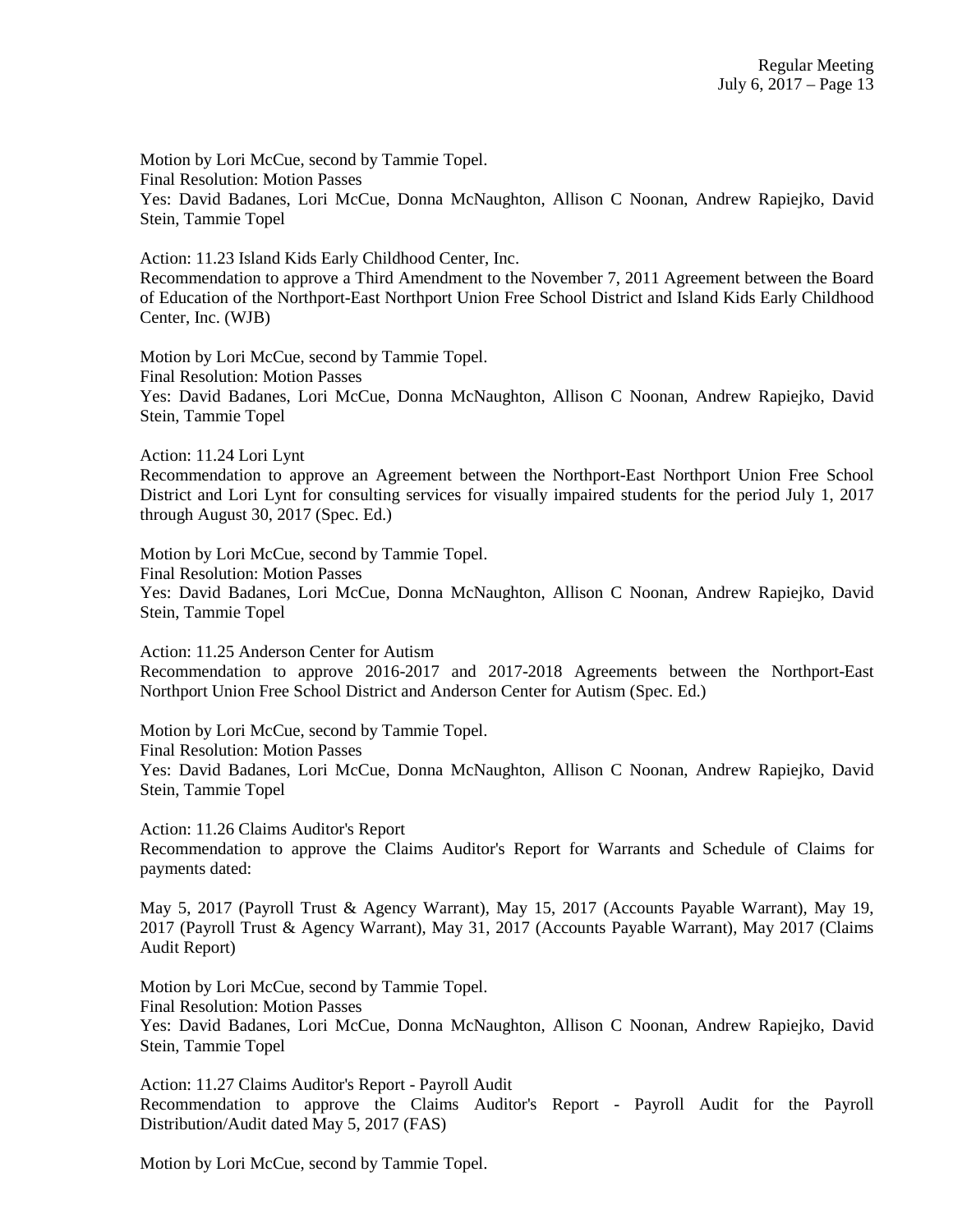Motion by Lori McCue, second by Tammie Topel.
Final Resolution: Motion Passes
Yes: David Badanes, Lori McCue, Donna McNaughton, Allison C Noonan, Andrew Rapiejko, David Stein, Tammie Topel

Action: 11.23 Island Kids Early Childhood Center, Inc.
Recommendation to approve a Third Amendment to the November 7, 2011 Agreement between the Board of Education of the Northport-East Northport Union Free School District and Island Kids Early Childhood Center, Inc. (WJB)

Motion by Lori McCue, second by Tammie Topel.
Final Resolution: Motion Passes
Yes: David Badanes, Lori McCue, Donna McNaughton, Allison C Noonan, Andrew Rapiejko, David Stein, Tammie Topel

Action: 11.24 Lori Lynt
Recommendation to approve an Agreement between the Northport-East Northport Union Free School District and Lori Lynt for consulting services for visually impaired students for the period July 1, 2017 through August 30, 2017 (Spec. Ed.)

Motion by Lori McCue, second by Tammie Topel.
Final Resolution: Motion Passes
Yes: David Badanes, Lori McCue, Donna McNaughton, Allison C Noonan, Andrew Rapiejko, David Stein, Tammie Topel

Action: 11.25 Anderson Center for Autism
Recommendation to approve 2016-2017 and 2017-2018 Agreements between the Northport-East Northport Union Free School District and Anderson Center for Autism (Spec. Ed.)

Motion by Lori McCue, second by Tammie Topel.
Final Resolution: Motion Passes
Yes: David Badanes, Lori McCue, Donna McNaughton, Allison C Noonan, Andrew Rapiejko, David Stein, Tammie Topel

Action: 11.26 Claims Auditor's Report
Recommendation to approve the Claims Auditor's Report for Warrants and Schedule of Claims for payments dated:

May 5, 2017 (Payroll Trust & Agency Warrant), May 15, 2017 (Accounts Payable Warrant), May 19, 2017 (Payroll Trust & Agency Warrant), May 31, 2017 (Accounts Payable Warrant), May 2017 (Claims Audit Report)

Motion by Lori McCue, second by Tammie Topel.
Final Resolution: Motion Passes
Yes: David Badanes, Lori McCue, Donna McNaughton, Allison C Noonan, Andrew Rapiejko, David Stein, Tammie Topel

Action: 11.27 Claims Auditor's Report - Payroll Audit
Recommendation to approve the Claims Auditor's Report - Payroll Audit for the Payroll Distribution/Audit dated May 5, 2017 (FAS)

Motion by Lori McCue, second by Tammie Topel.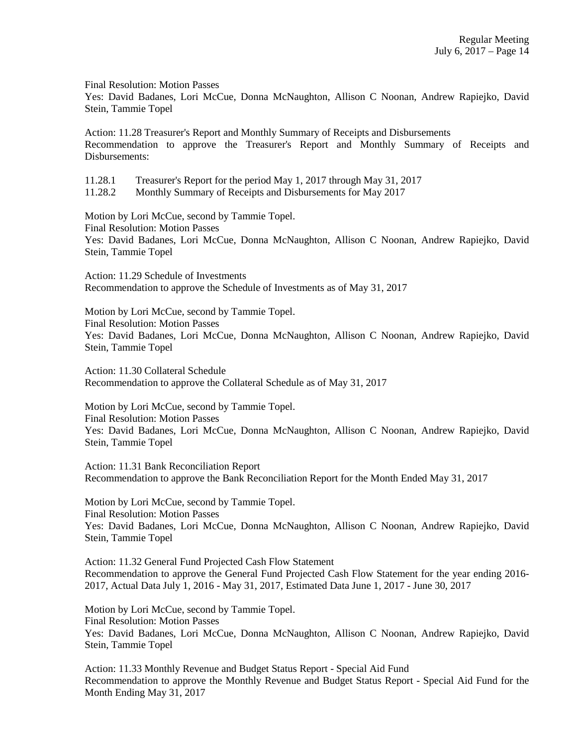Final Resolution: Motion Passes
Yes: David Badanes, Lori McCue, Donna McNaughton, Allison C Noonan, Andrew Rapiejko, David Stein, Tammie Topel

Action: 11.28 Treasurer's Report and Monthly Summary of Receipts and Disbursements
Recommendation to approve the Treasurer's Report and Monthly Summary of Receipts and Disbursements:

11.28.1 Treasurer's Report for the period May 1, 2017 through May 31, 2017
11.28.2 Monthly Summary of Receipts and Disbursements for May 2017

Motion by Lori McCue, second by Tammie Topel.
Final Resolution: Motion Passes
Yes: David Badanes, Lori McCue, Donna McNaughton, Allison C Noonan, Andrew Rapiejko, David Stein, Tammie Topel

Action: 11.29 Schedule of Investments
Recommendation to approve the Schedule of Investments as of May 31, 2017

Motion by Lori McCue, second by Tammie Topel.
Final Resolution: Motion Passes
Yes: David Badanes, Lori McCue, Donna McNaughton, Allison C Noonan, Andrew Rapiejko, David Stein, Tammie Topel

Action: 11.30 Collateral Schedule
Recommendation to approve the Collateral Schedule as of May 31, 2017

Motion by Lori McCue, second by Tammie Topel.
Final Resolution: Motion Passes
Yes: David Badanes, Lori McCue, Donna McNaughton, Allison C Noonan, Andrew Rapiejko, David Stein, Tammie Topel

Action: 11.31 Bank Reconciliation Report
Recommendation to approve the Bank Reconciliation Report for the Month Ended May 31, 2017

Motion by Lori McCue, second by Tammie Topel.
Final Resolution: Motion Passes
Yes: David Badanes, Lori McCue, Donna McNaughton, Allison C Noonan, Andrew Rapiejko, David Stein, Tammie Topel

Action: 11.32 General Fund Projected Cash Flow Statement
Recommendation to approve the General Fund Projected Cash Flow Statement for the year ending 2016-2017, Actual Data July 1, 2016 - May 31, 2017, Estimated Data June 1, 2017 - June 30, 2017

Motion by Lori McCue, second by Tammie Topel.
Final Resolution: Motion Passes
Yes: David Badanes, Lori McCue, Donna McNaughton, Allison C Noonan, Andrew Rapiejko, David Stein, Tammie Topel

Action: 11.33 Monthly Revenue and Budget Status Report - Special Aid Fund
Recommendation to approve the Monthly Revenue and Budget Status Report - Special Aid Fund for the Month Ending May 31, 2017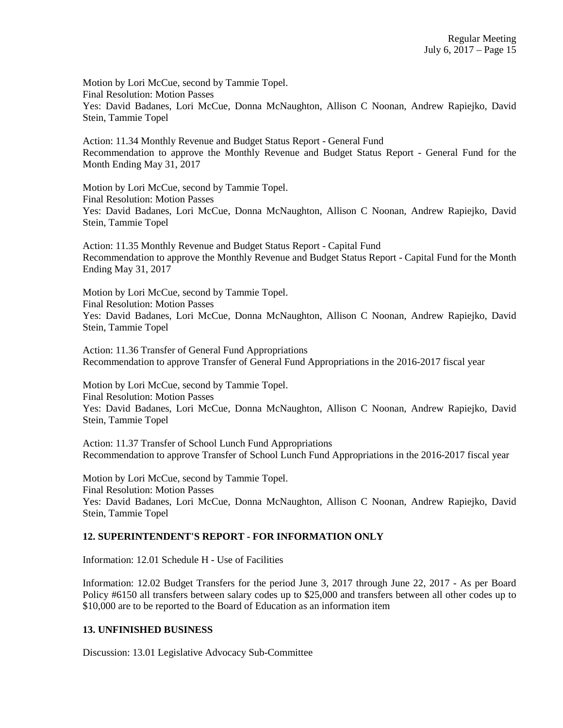Motion by Lori McCue, second by Tammie Topel.
Final Resolution: Motion Passes
Yes: David Badanes, Lori McCue, Donna McNaughton, Allison C Noonan, Andrew Rapiejko, David Stein, Tammie Topel

Action: 11.34 Monthly Revenue and Budget Status Report - General Fund
Recommendation to approve the Monthly Revenue and Budget Status Report - General Fund for the Month Ending May 31, 2017

Motion by Lori McCue, second by Tammie Topel.
Final Resolution: Motion Passes
Yes: David Badanes, Lori McCue, Donna McNaughton, Allison C Noonan, Andrew Rapiejko, David Stein, Tammie Topel

Action: 11.35 Monthly Revenue and Budget Status Report - Capital Fund
Recommendation to approve the Monthly Revenue and Budget Status Report - Capital Fund for the Month Ending May 31, 2017

Motion by Lori McCue, second by Tammie Topel.
Final Resolution: Motion Passes
Yes: David Badanes, Lori McCue, Donna McNaughton, Allison C Noonan, Andrew Rapiejko, David Stein, Tammie Topel

Action: 11.36 Transfer of General Fund Appropriations
Recommendation to approve Transfer of General Fund Appropriations in the 2016-2017 fiscal year

Motion by Lori McCue, second by Tammie Topel.
Final Resolution: Motion Passes
Yes: David Badanes, Lori McCue, Donna McNaughton, Allison C Noonan, Andrew Rapiejko, David Stein, Tammie Topel

Action: 11.37 Transfer of School Lunch Fund Appropriations
Recommendation to approve Transfer of School Lunch Fund Appropriations in the 2016-2017 fiscal year

Motion by Lori McCue, second by Tammie Topel.
Final Resolution: Motion Passes
Yes: David Badanes, Lori McCue, Donna McNaughton, Allison C Noonan, Andrew Rapiejko, David Stein, Tammie Topel

## 12. SUPERINTENDENT'S REPORT - FOR INFORMATION ONLY

Information: 12.01 Schedule H - Use of Facilities

Information: 12.02 Budget Transfers for the period June 3, 2017 through June 22, 2017 - As per Board Policy #6150 all transfers between salary codes up to $25,000 and transfers between all other codes up to $10,000 are to be reported to the Board of Education as an information item

## 13. UNFINISHED BUSINESS

Discussion: 13.01 Legislative Advocacy Sub-Committee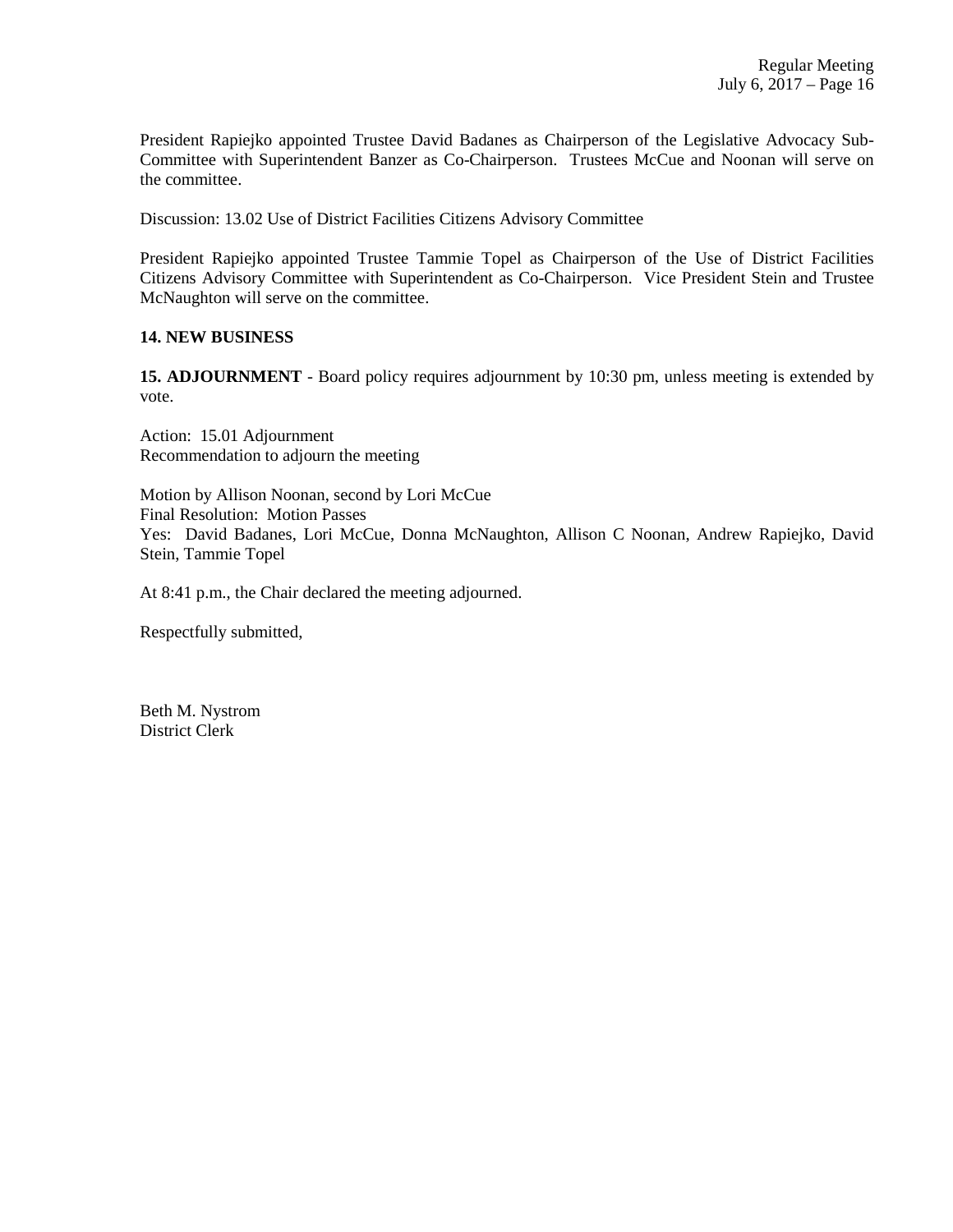President Rapiejko appointed Trustee David Badanes as Chairperson of the Legislative Advocacy Sub-Committee with Superintendent Banzer as Co-Chairperson. Trustees McCue and Noonan will serve on the committee.

Discussion: 13.02 Use of District Facilities Citizens Advisory Committee

President Rapiejko appointed Trustee Tammie Topel as Chairperson of the Use of District Facilities Citizens Advisory Committee with Superintendent as Co-Chairperson. Vice President Stein and Trustee McNaughton will serve on the committee.

**14. NEW BUSINESS**

**15. ADJOURNMENT** - Board policy requires adjournment by 10:30 pm, unless meeting is extended by vote.

Action: 15.01 Adjournment
Recommendation to adjourn the meeting

Motion by Allison Noonan, second by Lori McCue
Final Resolution: Motion Passes
Yes: David Badanes, Lori McCue, Donna McNaughton, Allison C Noonan, Andrew Rapiejko, David Stein, Tammie Topel

At 8:41 p.m., the Chair declared the meeting adjourned.

Respectfully submitted,

Beth M. Nystrom
District Clerk